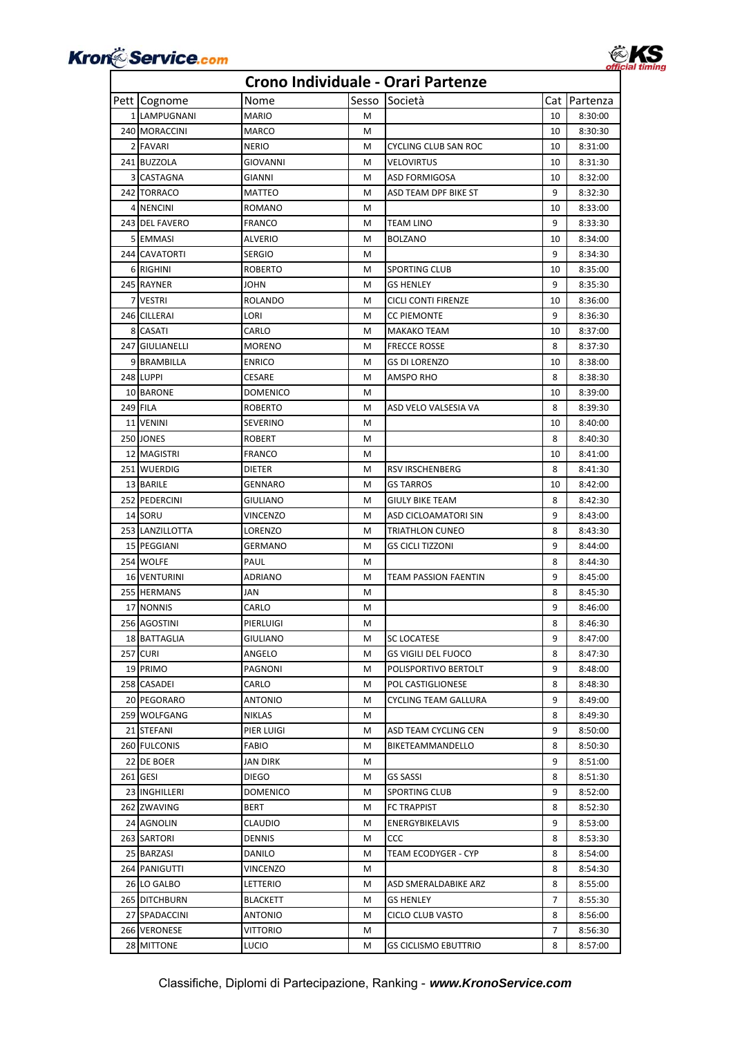# Crono Individuale - Orari Partenze

| Pett | Cognome | Nome | Sesso | Società | Cat | Partenza |
|---|---|---|---|---|---|---|
| 1 | LAMPUGNANI | MARIO | M | | 10 | 8:30:00 |
| 240 | MORACCINI | MARCO | M | | 10 | 8:30:30 |
| 2 | FAVARI | NERIO | M | CYCLING CLUB SAN ROC | 10 | 8:31:00 |
| 241 | BUZZOLA | GIOVANNI | M | VELOVIRTUS | 10 | 8:31:30 |
| 3 | CASTAGNA | GIANNI | M | ASD FORMIGOSA | 10 | 8:32:00 |
| 242 | TORRACO | MATTEO | M | ASD TEAM DPF BIKE ST | 9 | 8:32:30 |
| 4 | NENCINI | ROMANO | M | | 10 | 8:33:00 |
| 243 | DEL FAVERO | FRANCO | M | TEAM LINO | 9 | 8:33:30 |
| 5 | EMMASI | ALVERIO | M | BOLZANO | 10 | 8:34:00 |
| 244 | CAVATORTI | SERGIO | M | | 9 | 8:34:30 |
| 6 | RIGHINI | ROBERTO | M | SPORTING CLUB | 10 | 8:35:00 |
| 245 | RAYNER | JOHN | M | GS HENLEY | 9 | 8:35:30 |
| 7 | VESTRI | ROLANDO | M | CICLI CONTI FIRENZE | 10 | 8:36:00 |
| 246 | CILLERAI | LORI | M | CC PIEMONTE | 9 | 8:36:30 |
| 8 | CASATI | CARLO | M | MAKAKO TEAM | 10 | 8:37:00 |
| 247 | GIULIANELLI | MORENO | M | FRECCE ROSSE | 8 | 8:37:30 |
| 9 | BRAMBILLA | ENRICO | M | GS DI LORENZO | 10 | 8:38:00 |
| 248 | LUPPI | CESARE | M | AMSPO RHO | 8 | 8:38:30 |
| 10 | BARONE | DOMENICO | M | | 10 | 8:39:00 |
| 249 | FILA | ROBERTO | M | ASD VELO VALSESIA VA | 8 | 8:39:30 |
| 11 | VENINI | SEVERINO | M | | 10 | 8:40:00 |
| 250 | JONES | ROBERT | M | | 8 | 8:40:30 |
| 12 | MAGISTRI | FRANCO | M | | 10 | 8:41:00 |
| 251 | WUERDIG | DIETER | M | RSV IRSCHENBERG | 8 | 8:41:30 |
| 13 | BARILE | GENNARO | M | GS TARROS | 10 | 8:42:00 |
| 252 | PEDERCINI | GIULIANO | M | GIULY BIKE TEAM | 8 | 8:42:30 |
| 14 | SORU | VINCENZO | M | ASD CICLOAMATORI SIN | 9 | 8:43:00 |
| 253 | LANZILLOTTA | LORENZO | M | TRIATHLON CUNEO | 8 | 8:43:30 |
| 15 | PEGGIANI | GERMANO | M | GS CICLI TIZZONI | 9 | 8:44:00 |
| 254 | WOLFE | PAUL | M | | 8 | 8:44:30 |
| 16 | VENTURINI | ADRIANO | M | TEAM PASSION FAENTIN | 9 | 8:45:00 |
| 255 | HERMANS | JAN | M | | 8 | 8:45:30 |
| 17 | NONNIS | CARLO | M | | 9 | 8:46:00 |
| 256 | AGOSTINI | PIERLUIGI | M | | 8 | 8:46:30 |
| 18 | BATTAGLIA | GIULIANO | M | SC LOCATESE | 9 | 8:47:00 |
| 257 | CURI | ANGELO | M | GS VIGILI DEL FUOCO | 8 | 8:47:30 |
| 19 | PRIMO | PAGNONI | M | POLISPORTIVO BERTOLT | 9 | 8:48:00 |
| 258 | CASADEI | CARLO | M | POL CASTIGLIONESE | 8 | 8:48:30 |
| 20 | PEGORARO | ANTONIO | M | CYCLING TEAM GALLURA | 9 | 8:49:00 |
| 259 | WOLFGANG | NIKLAS | M | | 8 | 8:49:30 |
| 21 | STEFANI | PIER LUIGI | M | ASD TEAM CYCLING CEN | 9 | 8:50:00 |
| 260 | FULCONIS | FABIO | M | BIKETEAMMANDELLO | 8 | 8:50:30 |
| 22 | DE BOER | JAN DIRK | M | | 9 | 8:51:00 |
| 261 | GESI | DIEGO | M | GS SASSI | 8 | 8:51:30 |
| 23 | INGHILLERI | DOMENICO | M | SPORTING CLUB | 9 | 8:52:00 |
| 262 | ZWAVING | BERT | M | FC TRAPPIST | 8 | 8:52:30 |
| 24 | AGNOLIN | CLAUDIO | M | ENERGYBIKELAVIS | 9 | 8:53:00 |
| 263 | SARTORI | DENNIS | M | CCC | 8 | 8:53:30 |
| 25 | BARZASI | DANILO | M | TEAM ECODYGER - CYP | 8 | 8:54:00 |
| 264 | PANIGUTTI | VINCENZO | M | | 8 | 8:54:30 |
| 26 | LO GALBO | LETTERIO | M | ASD SMERALDABIKE ARZ | 8 | 8:55:00 |
| 265 | DITCHBURN | BLACKETT | M | GS HENLEY | 7 | 8:55:30 |
| 27 | SPADACCINI | ANTONIO | M | CICLO CLUB VASTO | 8 | 8:56:00 |
| 266 | VERONESE | VITTORIO | M | | 7 | 8:56:30 |
| 28 | MITTONE | LUCIO | M | GS CICLISMO EBUTTRIO | 8 | 8:57:00 |

Classifiche, Diplomi di Partecipazione, Ranking - ***www.KronoService.com***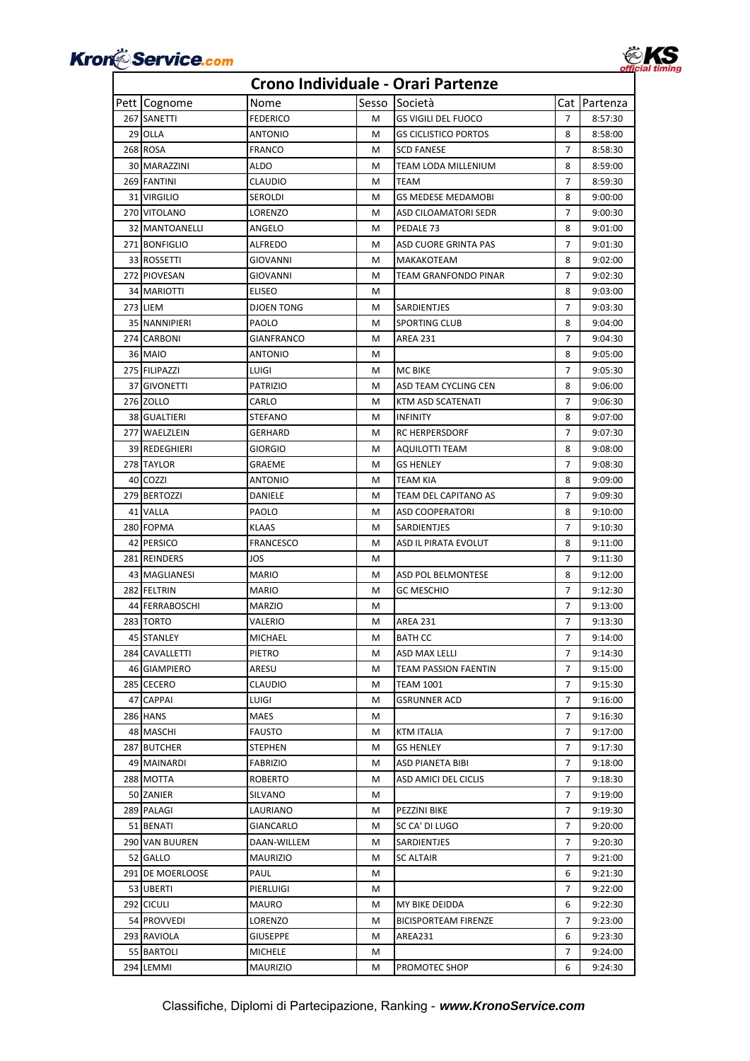# Crono Individuale - Orari Partenze

| Pett | Cognome | Nome | Sesso | Società | Cat | Partenza |
|---|---|---|---|---|---|---|
| 267 | SANETTI | FEDERICO | M | GS VIGILI DEL FUOCO | 7 | 8:57:30 |
| 29 | OLLA | ANTONIO | M | GS CICLISTICO PORTOS | 8 | 8:58:00 |
| 268 | ROSA | FRANCO | M | SCD FANESE | 7 | 8:58:30 |
| 30 | MARAZZINI | ALDO | M | TEAM LODA MILLENIUM | 8 | 8:59:00 |
| 269 | FANTINI | CLAUDIO | M | TEAM | 7 | 8:59:30 |
| 31 | VIRGILIO | SEROLDI | M | GS MEDESE MEDAMOBI | 8 | 9:00:00 |
| 270 | VITOLANO | LORENZO | M | ASD CILOAMATORI SEDR | 7 | 9:00:30 |
| 32 | MANTOANELLI | ANGELO | M | PEDALE 73 | 8 | 9:01:00 |
| 271 | BONFIGLIO | ALFREDO | M | ASD CUORE GRINTA PAS | 7 | 9:01:30 |
| 33 | ROSSETTI | GIOVANNI | M | MAKAKOTEAM | 8 | 9:02:00 |
| 272 | PIOVESAN | GIOVANNI | M | TEAM GRANFONDO PINAR | 7 | 9:02:30 |
| 34 | MARIOTTI | ELISEO | M | | 8 | 9:03:00 |
| 273 | LIEM | DJOEN TONG | M | SARDIENTJES | 7 | 9:03:30 |
| 35 | NANNIPIERI | PAOLO | M | SPORTING CLUB | 8 | 9:04:00 |
| 274 | CARBONI | GIANFRANCO | M | AREA 231 | 7 | 9:04:30 |
| 36 | MAIO | ANTONIO | M | | 8 | 9:05:00 |
| 275 | FILIPAZZI | LUIGI | M | MC BIKE | 7 | 9:05:30 |
| 37 | GIVONETTI | PATRIZIO | M | ASD TEAM CYCLING CEN | 8 | 9:06:00 |
| 276 | ZOLLO | CARLO | M | KTM ASD SCATENATI | 7 | 9:06:30 |
| 38 | GUALTIERI | STEFANO | M | INFINITY | 8 | 9:07:00 |
| 277 | WAELZLEIN | GERHARD | M | RC HERPERSDORF | 7 | 9:07:30 |
| 39 | REDEGHIERI | GIORGIO | M | AQUILOTTI TEAM | 8 | 9:08:00 |
| 278 | TAYLOR | GRAEME | M | GS HENLEY | 7 | 9:08:30 |
| 40 | COZZI | ANTONIO | M | TEAM KIA | 8 | 9:09:00 |
| 279 | BERTOZZI | DANIELE | M | TEAM DEL CAPITANO AS | 7 | 9:09:30 |
| 41 | VALLA | PAOLO | M | ASD COOPERATORI | 8 | 9:10:00 |
| 280 | FOPMA | KLAAS | M | SARDIENTJES | 7 | 9:10:30 |
| 42 | PERSICO | FRANCESCO | M | ASD IL PIRATA EVOLUT | 8 | 9:11:00 |
| 281 | REINDERS | JOS | M | | 7 | 9:11:30 |
| 43 | MAGLIANESI | MARIO | M | ASD POL BELMONTESE | 8 | 9:12:00 |
| 282 | FELTRIN | MARIO | M | GC MESCHIO | 7 | 9:12:30 |
| 44 | FERRABOSCHI | MARZIO | M | | 7 | 9:13:00 |
| 283 | TORTO | VALERIO | M | AREA 231 | 7 | 9:13:30 |
| 45 | STANLEY | MICHAEL | M | BATH CC | 7 | 9:14:00 |
| 284 | CAVALLETTI | PIETRO | M | ASD MAX LELLI | 7 | 9:14:30 |
| 46 | GIAMPIERO | ARESU | M | TEAM PASSION FAENTIN | 7 | 9:15:00 |
| 285 | CECERO | CLAUDIO | M | TEAM 1001 | 7 | 9:15:30 |
| 47 | CAPPAI | LUIGI | M | GSRUNNER ACD | 7 | 9:16:00 |
| 286 | HANS | MAES | M | | 7 | 9:16:30 |
| 48 | MASCHI | FAUSTO | M | KTM ITALIA | 7 | 9:17:00 |
| 287 | BUTCHER | STEPHEN | M | GS HENLEY | 7 | 9:17:30 |
| 49 | MAINARDI | FABRIZIO | M | ASD PIANETA BIBI | 7 | 9:18:00 |
| 288 | MOTTA | ROBERTO | M | ASD AMICI DEL CICLIS | 7 | 9:18:30 |
| 50 | ZANIER | SILVANO | M | | 7 | 9:19:00 |
| 289 | PALAGI | LAURIANO | M | PEZZINI BIKE | 7 | 9:19:30 |
| 51 | BENATI | GIANCARLO | M | SC CA' DI LUGO | 7 | 9:20:00 |
| 290 | VAN BUUREN | DAAN-WILLEM | M | SARDIENTJES | 7 | 9:20:30 |
| 52 | GALLO | MAURIZIO | M | SC ALTAIR | 7 | 9:21:00 |
| 291 | DE MOERLOOSE | PAUL | M | | 6 | 9:21:30 |
| 53 | UBERTI | PIERLUIGI | M | | 7 | 9:22:00 |
| 292 | CICULI | MAURO | M | MY BIKE DEIDDA | 6 | 9:22:30 |
| 54 | PROVVEDI | LORENZO | M | BICISPORTEAM FIRENZE | 7 | 9:23:00 |
| 293 | RAVIOLA | GIUSEPPE | M | AREA231 | 6 | 9:23:30 |
| 55 | BARTOLI | MICHELE | M | | 7 | 9:24:00 |
| 294 | LEMMI | MAURIZIO | M | PROMOTEC SHOP | 6 | 9:24:30 |

Classifiche, Diplomi di Partecipazione, Ranking - ***www.KronoService.com***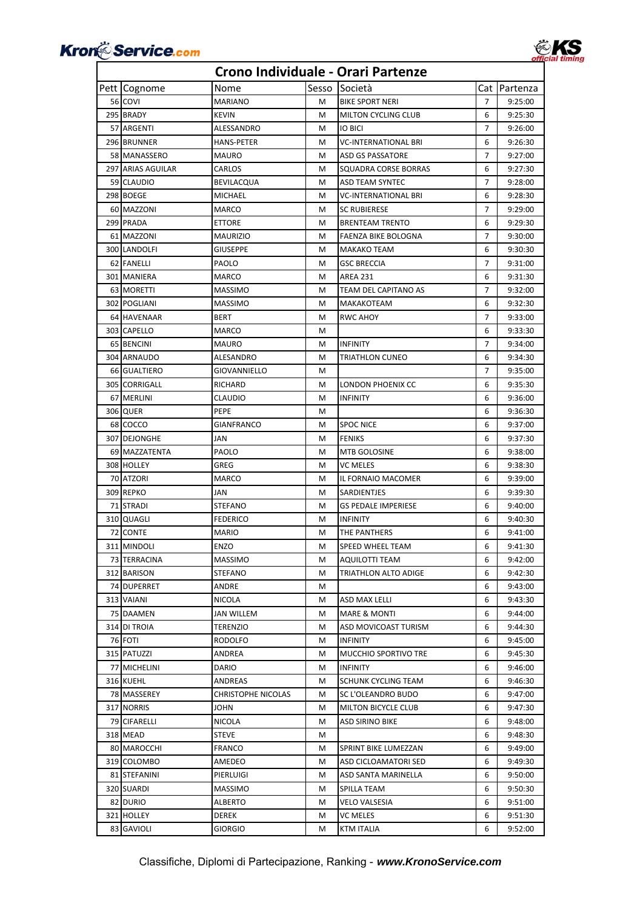# Crono Individuale - Orari Partenze

| Pett | Cognome | Nome | Sesso | Società | Cat | Partenza |
|---|---|---|---|---|---|---|
| 56 | COVI | MARIANO | M | BIKE SPORT NERI | 7 | 9:25:00 |
| 295 | BRADY | KEVIN | M | MILTON CYCLING CLUB | 6 | 9:25:30 |
| 57 | ARGENTI | ALESSANDRO | M | IO BICI | 7 | 9:26:00 |
| 296 | BRUNNER | HANS-PETER | M | VC-INTERNATIONAL BRI | 6 | 9:26:30 |
| 58 | MANASSERO | MAURO | M | ASD GS PASSATORE | 7 | 9:27:00 |
| 297 | ARIAS AGUILAR | CARLOS | M | SQUADRA CORSE BORRAS | 6 | 9:27:30 |
| 59 | CLAUDIO | BEVILACQUA | M | ASD TEAM SYNTEC | 7 | 9:28:00 |
| 298 | BOEGE | MICHAEL | M | VC-INTERNATIONAL BRI | 6 | 9:28:30 |
| 60 | MAZZONI | MARCO | M | SC RUBIERESE | 7 | 9:29:00 |
| 299 | PRADA | ETTORE | M | BRENTEAM TRENTO | 6 | 9:29:30 |
| 61 | MAZZONI | MAURIZIO | M | FAENZA BIKE BOLOGNA | 7 | 9:30:00 |
| 300 | LANDOLFI | GIUSEPPE | M | MAKAKO TEAM | 6 | 9:30:30 |
| 62 | FANELLI | PAOLO | M | GSC BRECCIA | 7 | 9:31:00 |
| 301 | MANIERA | MARCO | M | AREA 231 | 6 | 9:31:30 |
| 63 | MORETTI | MASSIMO | M | TEAM DEL CAPITANO AS | 7 | 9:32:00 |
| 302 | POGLIANI | MASSIMO | M | MAKAKOTEAM | 6 | 9:32:30 |
| 64 | HAVENAAR | BERT | M | RWC AHOY | 7 | 9:33:00 |
| 303 | CAPELLO | MARCO | M | | 6 | 9:33:30 |
| 65 | BENCINI | MAURO | M | INFINITY | 7 | 9:34:00 |
| 304 | ARNAUDO | ALESANDRO | M | TRIATHLON CUNEO | 6 | 9:34:30 |
| 66 | GUALTIERO | GIOVANNIELLO | M | | 7 | 9:35:00 |
| 305 | CORRIGALL | RICHARD | M | LONDON PHOENIX CC | 6 | 9:35:30 |
| 67 | MERLINI | CLAUDIO | M | INFINITY | 6 | 9:36:00 |
| 306 | QUER | PEPE | M | | 6 | 9:36:30 |
| 68 | COCCO | GIANFRANCO | M | SPOC NICE | 6 | 9:37:00 |
| 307 | DEJONGHE | JAN | M | FENIKS | 6 | 9:37:30 |
| 69 | MAZZATENTA | PAOLO | M | MTB GOLOSINE | 6 | 9:38:00 |
| 308 | HOLLEY | GREG | M | VC MELES | 6 | 9:38:30 |
| 70 | ATZORI | MARCO | M | IL FORNAIO MACOMER | 6 | 9:39:00 |
| 309 | REPKO | JAN | M | SARDIENTJES | 6 | 9:39:30 |
| 71 | STRADI | STEFANO | M | GS PEDALE IMPERIESE | 6 | 9:40:00 |
| 310 | QUAGLI | FEDERICO | M | INFINITY | 6 | 9:40:30 |
| 72 | CONTE | MARIO | M | THE PANTHERS | 6 | 9:41:00 |
| 311 | MINDOLI | ENZO | M | SPEED WHEEL TEAM | 6 | 9:41:30 |
| 73 | TERRACINA | MASSIMO | M | AQUILOTTI TEAM | 6 | 9:42:00 |
| 312 | BARISON | STEFANO | M | TRIATHLON ALTO ADIGE | 6 | 9:42:30 |
| 74 | DUPERRET | ANDRE | M | | 6 | 9:43:00 |
| 313 | VAIANI | NICOLA | M | ASD MAX LELLI | 6 | 9:43:30 |
| 75 | DAAMEN | JAN WILLEM | M | MARE & MONTI | 6 | 9:44:00 |
| 314 | DI TROIA | TERENZIO | M | ASD MOVICOAST TURISM | 6 | 9:44:30 |
| 76 | FOTI | RODOLFO | M | INFINITY | 6 | 9:45:00 |
| 315 | PATUZZI | ANDREA | M | MUCCHIO SPORTIVO TRE | 6 | 9:45:30 |
| 77 | MICHELINI | DARIO | M | INFINITY | 6 | 9:46:00 |
| 316 | KUEHL | ANDREAS | M | SCHUNK CYCLING TEAM | 6 | 9:46:30 |
| 78 | MASSEREY | CHRISTOPHE NICOLAS | M | SC L'OLEANDRO BUDO | 6 | 9:47:00 |
| 317 | NORRIS | JOHN | M | MILTON BICYCLE CLUB | 6 | 9:47:30 |
| 79 | CIFARELLI | NICOLA | M | ASD SIRINO BIKE | 6 | 9:48:00 |
| 318 | MEAD | STEVE | M | | 6 | 9:48:30 |
| 80 | MAROCCHI | FRANCO | M | SPRINT BIKE LUMEZZAN | 6 | 9:49:00 |
| 319 | COLOMBO | AMEDEO | M | ASD CICLOAMATORI SED | 6 | 9:49:30 |
| 81 | STEFANINI | PIERLUIGI | M | ASD SANTA MARINELLA | 6 | 9:50:00 |
| 320 | SUARDI | MASSIMO | M | SPILLA TEAM | 6 | 9:50:30 |
| 82 | DURIO | ALBERTO | M | VELO VALSESIA | 6 | 9:51:00 |
| 321 | HOLLEY | DEREK | M | VC MELES | 6 | 9:51:30 |
| 83 | GAVIOLI | GIORGIO | M | KTM ITALIA | 6 | 9:52:00 |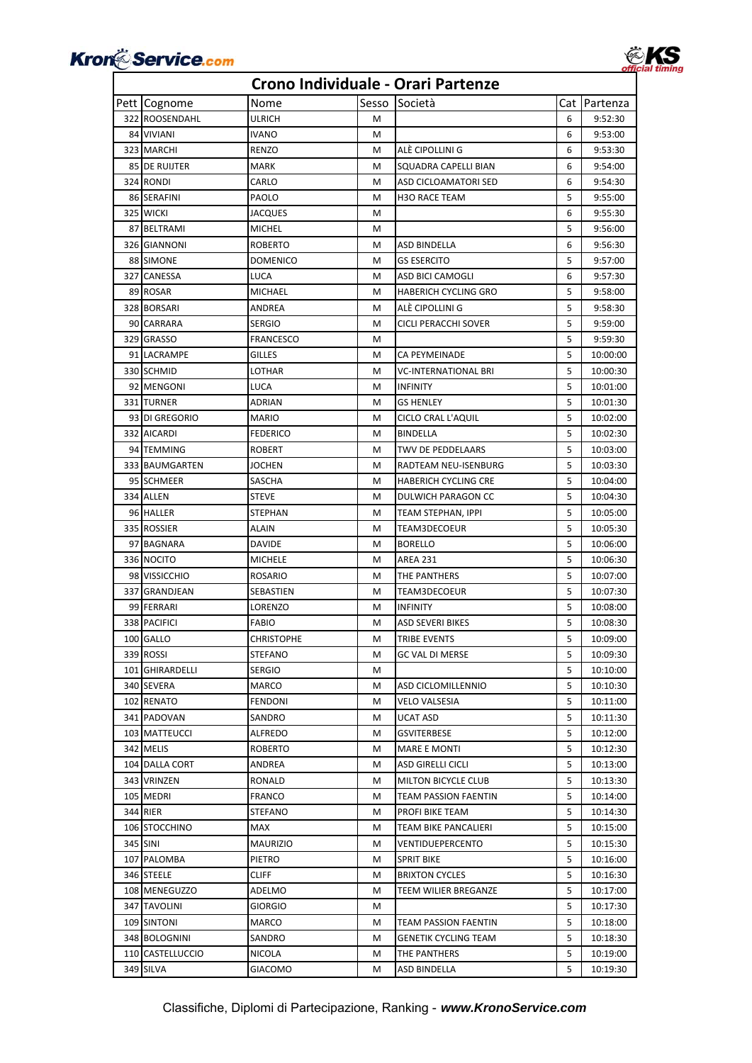# Crono Individuale - Orari Partenze

| Pett | Cognome | Nome | Sesso | Società | Cat | Partenza |
|---|---|---|---|---|---|---|
| 322 | ROOSENDAHL | ULRICH | M | | 6 | 9:52:30 |
| 84 | VIVIANI | IVANO | M | | 6 | 9:53:00 |
| 323 | MARCHI | RENZO | M | ALÈ CIPOLLINI G | 6 | 9:53:30 |
| 85 | DE RUIJTER | MARK | M | SQUADRA CAPELLI BIAN | 6 | 9:54:00 |
| 324 | RONDI | CARLO | M | ASD CICLOAMATORI SED | 6 | 9:54:30 |
| 86 | SERAFINI | PAOLO | M | H3O RACE TEAM | 5 | 9:55:00 |
| 325 | WICKI | JACQUES | M | | 6 | 9:55:30 |
| 87 | BELTRAMI | MICHEL | M | | 5 | 9:56:00 |
| 326 | GIANNONI | ROBERTO | M | ASD BINDELLA | 6 | 9:56:30 |
| 88 | SIMONE | DOMENICO | M | GS ESERCITO | 5 | 9:57:00 |
| 327 | CANESSA | LUCA | M | ASD BICI CAMOGLI | 6 | 9:57:30 |
| 89 | ROSAR | MICHAEL | M | HABERICH CYCLING GRO | 5 | 9:58:00 |
| 328 | BORSARI | ANDREA | M | ALÈ CIPOLLINI G | 5 | 9:58:30 |
| 90 | CARRARA | SERGIO | M | CICLI PERACCHI SOVER | 5 | 9:59:00 |
| 329 | GRASSO | FRANCESCO | M | | 5 | 9:59:30 |
| 91 | LACRAMPE | GILLES | M | CA PEYMEINADE | 5 | 10:00:00 |
| 330 | SCHMID | LOTHAR | M | VC-INTERNATIONAL BRI | 5 | 10:00:30 |
| 92 | MENGONI | LUCA | M | INFINITY | 5 | 10:01:00 |
| 331 | TURNER | ADRIAN | M | GS HENLEY | 5 | 10:01:30 |
| 93 | DI GREGORIO | MARIO | M | CICLO CRAL L'AQUIL | 5 | 10:02:00 |
| 332 | AICARDI | FEDERICO | M | BINDELLA | 5 | 10:02:30 |
| 94 | TEMMING | ROBERT | M | TWV DE PEDDELAARS | 5 | 10:03:00 |
| 333 | BAUMGARTEN | JOCHEN | M | RADTEAM NEU-ISENBURG | 5 | 10:03:30 |
| 95 | SCHMEER | SASCHA | M | HABERICH CYCLING CRE | 5 | 10:04:00 |
| 334 | ALLEN | STEVE | M | DULWICH PARAGON CC | 5 | 10:04:30 |
| 96 | HALLER | STEPHAN | M | TEAM STEPHAN, IPPI | 5 | 10:05:00 |
| 335 | ROSSIER | ALAIN | M | TEAM3DECOEUR | 5 | 10:05:30 |
| 97 | BAGNARA | DAVIDE | M | BORELLO | 5 | 10:06:00 |
| 336 | NOCITO | MICHELE | M | AREA 231 | 5 | 10:06:30 |
| 98 | VISSICCHIO | ROSARIO | M | THE PANTHERS | 5 | 10:07:00 |
| 337 | GRANDJEAN | SEBASTIEN | M | TEAM3DECOEUR | 5 | 10:07:30 |
| 99 | FERRARI | LORENZO | M | INFINITY | 5 | 10:08:00 |
| 338 | PACIFICI | FABIO | M | ASD SEVERI BIKES | 5 | 10:08:30 |
| 100 | GALLO | CHRISTOPHE | M | TRIBE EVENTS | 5 | 10:09:00 |
| 339 | ROSSI | STEFANO | M | GC VAL DI MERSE | 5 | 10:09:30 |
| 101 | GHIRARDELLI | SERGIO | M | | 5 | 10:10:00 |
| 340 | SEVERA | MARCO | M | ASD CICLOMILLENNIO | 5 | 10:10:30 |
| 102 | RENATO | FENDONI | M | VELO VALSESIA | 5 | 10:11:00 |
| 341 | PADOVAN | SANDRO | M | UCAT ASD | 5 | 10:11:30 |
| 103 | MATTEUCCI | ALFREDO | M | GSVITERBESE | 5 | 10:12:00 |
| 342 | MELIS | ROBERTO | M | MARE E MONTI | 5 | 10:12:30 |
| 104 | DALLA CORT | ANDREA | M | ASD GIRELLI CICLI | 5 | 10:13:00 |
| 343 | VRINZEN | RONALD | M | MILTON BICYCLE CLUB | 5 | 10:13:30 |
| 105 | MEDRI | FRANCO | M | TEAM PASSION FAENTIN | 5 | 10:14:00 |
| 344 | RIER | STEFANO | M | PROFI BIKE TEAM | 5 | 10:14:30 |
| 106 | STOCCHINO | MAX | M | TEAM BIKE PANCALIERI | 5 | 10:15:00 |
| 345 | SINI | MAURIZIO | M | VENTIDUEPERCENTO | 5 | 10:15:30 |
| 107 | PALOMBA | PIETRO | M | SPRIT BIKE | 5 | 10:16:00 |
| 346 | STEELE | CLIFF | M | BRIXTON CYCLES | 5 | 10:16:30 |
| 108 | MENEGUZZO | ADELMO | M | TEEM WILIER BREGANZE | 5 | 10:17:00 |
| 347 | TAVOLINI | GIORGIO | M | | 5 | 10:17:30 |
| 109 | SINTONI | MARCO | M | TEAM PASSION FAENTIN | 5 | 10:18:00 |
| 348 | BOLOGNINI | SANDRO | M | GENETIK CYCLING TEAM | 5 | 10:18:30 |
| 110 | CASTELLUCCIO | NICOLA | M | THE PANTHERS | 5 | 10:19:00 |
| 349 | SILVA | GIACOMO | M | ASD BINDELLA | 5 | 10:19:30 |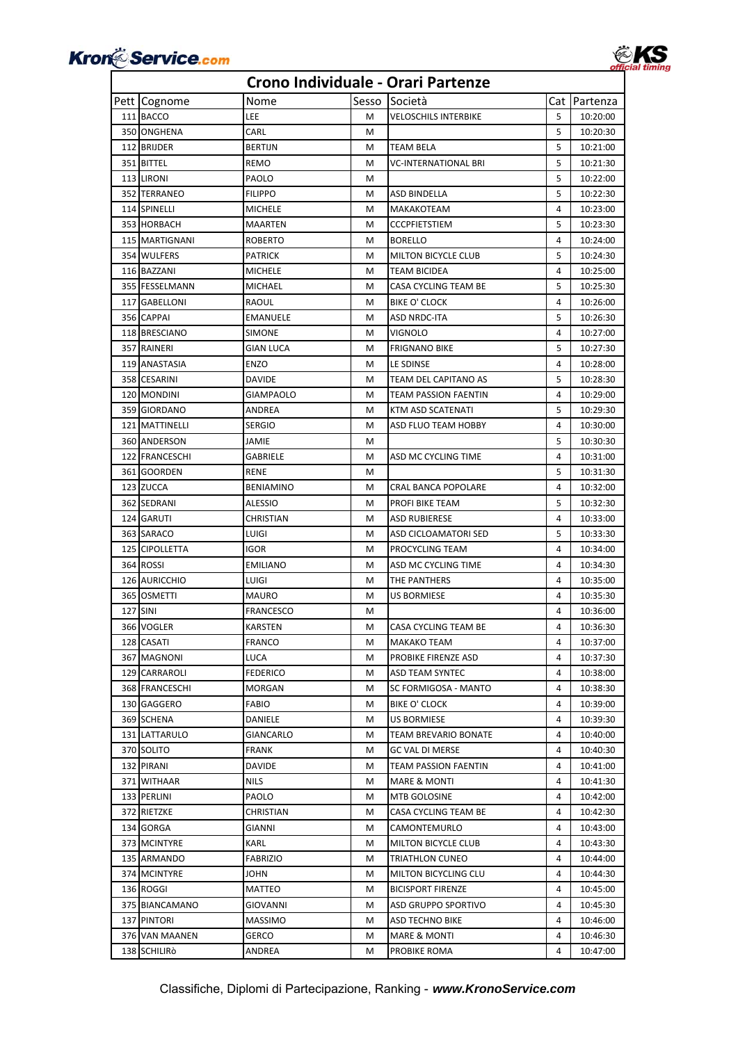# Crono Individuale - Orari Partenze

| Pett | Cognome | Nome | Sesso | Società | Cat | Partenza |
|---|---|---|---|---|---|---|
| 111 | BACCO | LEE | M | VELOSCHILS INTERBIKE | 5 | 10:20:00 |
| 350 | ONGHENA | CARL | M | | 5 | 10:20:30 |
| 112 | BRIJDER | BERTIJN | M | TEAM BELA | 5 | 10:21:00 |
| 351 | BITTEL | REMO | M | VC-INTERNATIONAL BRI | 5 | 10:21:30 |
| 113 | LIRONI | PAOLO | M | | 5 | 10:22:00 |
| 352 | TERRANEO | FILIPPO | M | ASD BINDELLA | 5 | 10:22:30 |
| 114 | SPINELLI | MICHELE | M | MAKAKOTEAM | 4 | 10:23:00 |
| 353 | HORBACH | MAARTEN | M | CCCPFIETSTIEM | 5 | 10:23:30 |
| 115 | MARTIGNANI | ROBERTO | M | BORELLO | 4 | 10:24:00 |
| 354 | WULFERS | PATRICK | M | MILTON BICYCLE CLUB | 5 | 10:24:30 |
| 116 | BAZZANI | MICHELE | M | TEAM BICIDEA | 4 | 10:25:00 |
| 355 | FESSELMANN | MICHAEL | M | CASA CYCLING TEAM BE | 5 | 10:25:30 |
| 117 | GABELLONI | RAOUL | M | BIKE O' CLOCK | 4 | 10:26:00 |
| 356 | CAPPAI | EMANUELE | M | ASD NRDC-ITA | 5 | 10:26:30 |
| 118 | BRESCIANO | SIMONE | M | VIGNOLO | 4 | 10:27:00 |
| 357 | RAINERI | GIAN LUCA | M | FRIGNANO BIKE | 5 | 10:27:30 |
| 119 | ANASTASIA | ENZO | M | LE SDINSE | 4 | 10:28:00 |
| 358 | CESARINI | DAVIDE | M | TEAM DEL CAPITANO AS | 5 | 10:28:30 |
| 120 | MONDINI | GIAMPAOLO | M | TEAM PASSION FAENTIN | 4 | 10:29:00 |
| 359 | GIORDANO | ANDREA | M | KTM ASD SCATENATI | 5 | 10:29:30 |
| 121 | MATTINELLI | SERGIO | M | ASD FLUO TEAM HOBBY | 4 | 10:30:00 |
| 360 | ANDERSON | JAMIE | M | | 5 | 10:30:30 |
| 122 | FRANCESCHI | GABRIELE | M | ASD MC CYCLING TIME | 4 | 10:31:00 |
| 361 | GOORDEN | RENE | M | | 5 | 10:31:30 |
| 123 | ZUCCA | BENIAMINO | M | CRAL BANCA POPOLARE | 4 | 10:32:00 |
| 362 | SEDRANI | ALESSIO | M | PROFI BIKE TEAM | 5 | 10:32:30 |
| 124 | GARUTI | CHRISTIAN | M | ASD RUBIERESE | 4 | 10:33:00 |
| 363 | SARACO | LUIGI | M | ASD CICLOAMATORI SED | 5 | 10:33:30 |
| 125 | CIPOLLETTA | IGOR | M | PROCYCLING TEAM | 4 | 10:34:00 |
| 364 | ROSSI | EMILIANO | M | ASD MC CYCLING TIME | 4 | 10:34:30 |
| 126 | AURICCHIO | LUIGI | M | THE PANTHERS | 4 | 10:35:00 |
| 365 | OSMETTI | MAURO | M | US BORMIESE | 4 | 10:35:30 |
| 127 | SINI | FRANCESCO | M | | 4 | 10:36:00 |
| 366 | VOGLER | KARSTEN | M | CASA CYCLING TEAM BE | 4 | 10:36:30 |
| 128 | CASATI | FRANCO | M | MAKAKO TEAM | 4 | 10:37:00 |
| 367 | MAGNONI | LUCA | M | PROBIKE FIRENZE ASD | 4 | 10:37:30 |
| 129 | CARRAROLI | FEDERICO | M | ASD TEAM SYNTEC | 4 | 10:38:00 |
| 368 | FRANCESCHI | MORGAN | M | SC FORMIGOSA - MANTO | 4 | 10:38:30 |
| 130 | GAGGERO | FABIO | M | BIKE O' CLOCK | 4 | 10:39:00 |
| 369 | SCHENA | DANIELE | M | US BORMIESE | 4 | 10:39:30 |
| 131 | LATTARULO | GIANCARLO | M | TEAM BREVARIO BONATE | 4 | 10:40:00 |
| 370 | SOLITO | FRANK | M | GC VAL DI MERSE | 4 | 10:40:30 |
| 132 | PIRANI | DAVIDE | M | TEAM PASSION FAENTIN | 4 | 10:41:00 |
| 371 | WITHAAR | NILS | M | MARE & MONTI | 4 | 10:41:30 |
| 133 | PERLINI | PAOLO | M | MTB GOLOSINE | 4 | 10:42:00 |
| 372 | RIETZKE | CHRISTIAN | M | CASA CYCLING TEAM BE | 4 | 10:42:30 |
| 134 | GORGA | GIANNI | M | CAMONTEMURLO | 4 | 10:43:00 |
| 373 | MCINTYRE | KARL | M | MILTON BICYCLE CLUB | 4 | 10:43:30 |
| 135 | ARMANDO | FABRIZIO | M | TRIATHLON CUNEO | 4 | 10:44:00 |
| 374 | MCINTYRE | JOHN | M | MILTON BICYCLING CLU | 4 | 10:44:30 |
| 136 | ROGGI | MATTEO | M | BICISPORT FIRENZE | 4 | 10:45:00 |
| 375 | BIANCAMANO | GIOVANNI | M | ASD GRUPPO SPORTIVO | 4 | 10:45:30 |
| 137 | PINTORI | MASSIMO | M | ASD TECHNO BIKE | 4 | 10:46:00 |
| 376 | VAN MAANEN | GERCO | M | MARE & MONTI | 4 | 10:46:30 |
| 138 | SCHILIRò | ANDREA | M | PROBIKE ROMA | 4 | 10:47:00 |

Classifiche, Diplomi di Partecipazione, Ranking - ***www.KronoService.com***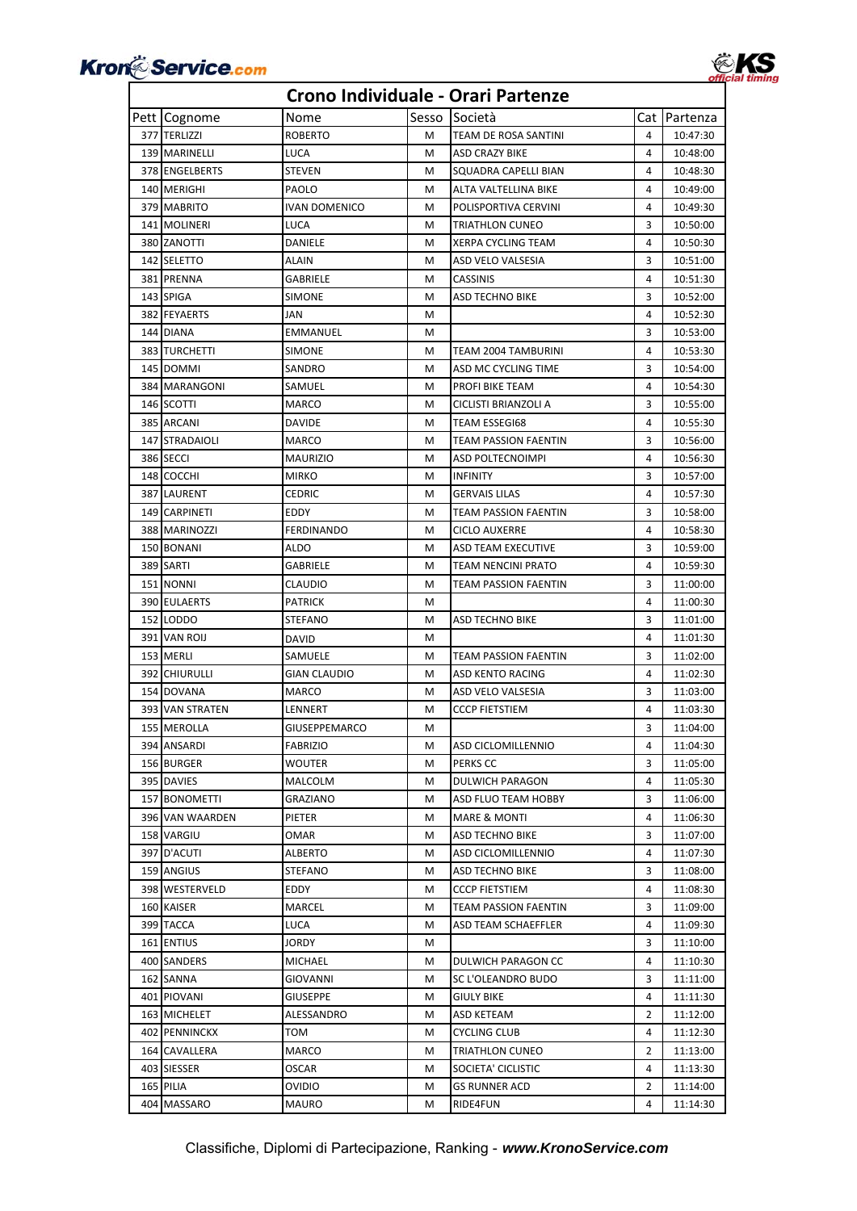# Crono Individuale - Orari Partenze

| Pett | Cognome | Nome | Sesso | Società | Cat | Partenza |
|---|---|---|---|---|---|---|
| 377 | TERLIZZI | ROBERTO | M | TEAM DE ROSA SANTINI | 4 | 10:47:30 |
| 139 | MARINELLI | LUCA | M | ASD CRAZY BIKE | 4 | 10:48:00 |
| 378 | ENGELBERTS | STEVEN | M | SQUADRA CAPELLI BIAN | 4 | 10:48:30 |
| 140 | MERIGHI | PAOLO | M | ALTA VALTELLINA BIKE | 4 | 10:49:00 |
| 379 | MABRITO | IVAN DOMENICO | M | POLISPORTIVA CERVINI | 4 | 10:49:30 |
| 141 | MOLINERI | LUCA | M | TRIATHLON CUNEO | 3 | 10:50:00 |
| 380 | ZANOTTI | DANIELE | M | XERPA CYCLING TEAM | 4 | 10:50:30 |
| 142 | SELETTO | ALAIN | M | ASD VELO VALSESIA | 3 | 10:51:00 |
| 381 | PRENNA | GABRIELE | M | CASSINIS | 4 | 10:51:30 |
| 143 | SPIGA | SIMONE | M | ASD TECHNO BIKE | 3 | 10:52:00 |
| 382 | FEYAERTS | JAN | M | | 4 | 10:52:30 |
| 144 | DIANA | EMMANUEL | M | | 3 | 10:53:00 |
| 383 | TURCHETTI | SIMONE | M | TEAM 2004 TAMBURINI | 4 | 10:53:30 |
| 145 | DOMMI | SANDRO | M | ASD MC CYCLING TIME | 3 | 10:54:00 |
| 384 | MARANGONI | SAMUEL | M | PROFI BIKE TEAM | 4 | 10:54:30 |
| 146 | SCOTTI | MARCO | M | CICLISTI BRIANZOLI A | 3 | 10:55:00 |
| 385 | ARCANI | DAVIDE | M | TEAM ESSEGI68 | 4 | 10:55:30 |
| 147 | STRADAIOLI | MARCO | M | TEAM PASSION FAENTIN | 3 | 10:56:00 |
| 386 | SECCI | MAURIZIO | M | ASD POLTECNOIMPI | 4 | 10:56:30 |
| 148 | COCCHI | MIRKO | M | INFINITY | 3 | 10:57:00 |
| 387 | LAURENT | CEDRIC | M | GERVAIS LILAS | 4 | 10:57:30 |
| 149 | CARPINETI | EDDY | M | TEAM PASSION FAENTIN | 3 | 10:58:00 |
| 388 | MARINOZZI | FERDINANDO | M | CICLO AUXERRE | 4 | 10:58:30 |
| 150 | BONANI | ALDO | M | ASD TEAM EXECUTIVE | 3 | 10:59:00 |
| 389 | SARTI | GABRIELE | M | TEAM NENCINI PRATO | 4 | 10:59:30 |
| 151 | NONNI | CLAUDIO | M | TEAM PASSION FAENTIN | 3 | 11:00:00 |
| 390 | EULAERTS | PATRICK | M | | 4 | 11:00:30 |
| 152 | LODDO | STEFANO | M | ASD TECHNO BIKE | 3 | 11:01:00 |
| 391 | VAN ROIJ | DAVID | M | | 4 | 11:01:30 |
| 153 | MERLI | SAMUELE | M | TEAM PASSION FAENTIN | 3 | 11:02:00 |
| 392 | CHIURULLI | GIAN CLAUDIO | M | ASD KENTO RACING | 4 | 11:02:30 |
| 154 | DOVANA | MARCO | M | ASD VELO VALSESIA | 3 | 11:03:00 |
| 393 | VAN STRATEN | LENNERT | M | CCCP FIETSTIEM | 4 | 11:03:30 |
| 155 | MEROLLA | GIUSEPPEMARCO | M | | 3 | 11:04:00 |
| 394 | ANSARDI | FABRIZIO | M | ASD CICLOMILLENNIO | 4 | 11:04:30 |
| 156 | BURGER | WOUTER | M | PERKS CC | 3 | 11:05:00 |
| 395 | DAVIES | MALCOLM | M | DULWICH PARAGON | 4 | 11:05:30 |
| 157 | BONOMETTI | GRAZIANO | M | ASD FLUO TEAM HOBBY | 3 | 11:06:00 |
| 396 | VAN WAARDEN | PIETER | M | MARE & MONTI | 4 | 11:06:30 |
| 158 | VARGIU | OMAR | M | ASD TECHNO BIKE | 3 | 11:07:00 |
| 397 | D'ACUTI | ALBERTO | M | ASD CICLOMILLENNIO | 4 | 11:07:30 |
| 159 | ANGIUS | STEFANO | M | ASD TECHNO BIKE | 3 | 11:08:00 |
| 398 | WESTERVELD | EDDY | M | CCCP FIETSTIEM | 4 | 11:08:30 |
| 160 | KAISER | MARCEL | M | TEAM PASSION FAENTIN | 3 | 11:09:00 |
| 399 | TACCA | LUCA | M | ASD TEAM SCHAEFFLER | 4 | 11:09:30 |
| 161 | ENTIUS | JORDY | M | | 3 | 11:10:00 |
| 400 | SANDERS | MICHAEL | M | DULWICH PARAGON CC | 4 | 11:10:30 |
| 162 | SANNA | GIOVANNI | M | SC L'OLEANDRO BUDO | 3 | 11:11:00 |
| 401 | PIOVANI | GIUSEPPE | M | GIULY BIKE | 4 | 11:11:30 |
| 163 | MICHELET | ALESSANDRO | M | ASD KETEAM | 2 | 11:12:00 |
| 402 | PENNINCKX | TOM | M | CYCLING CLUB | 4 | 11:12:30 |
| 164 | CAVALLERA | MARCO | M | TRIATHLON CUNEO | 2 | 11:13:00 |
| 403 | SIESSER | OSCAR | M | SOCIETA' CICLISTIC | 4 | 11:13:30 |
| 165 | PILIA | OVIDIO | M | GS RUNNER ACD | 2 | 11:14:00 |
| 404 | MASSARO | MAURO | M | RIDE4FUN | 4 | 11:14:30 |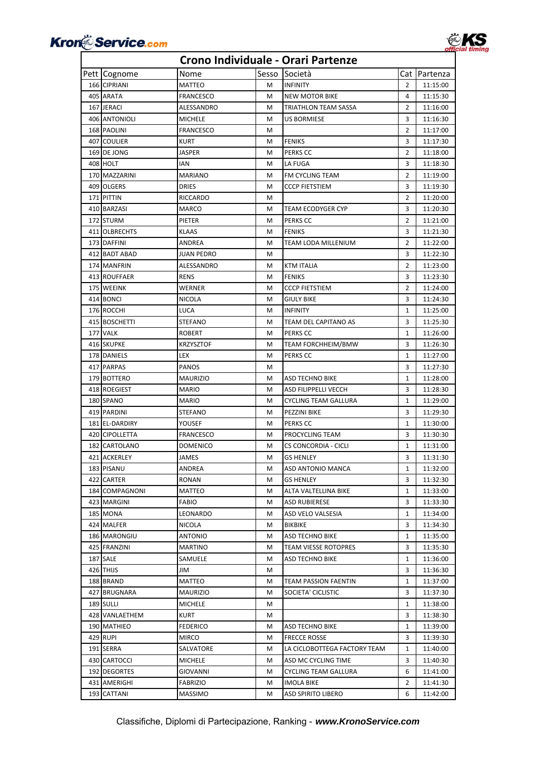# Crono Individuale - Orari Partenze

| Pett | Cognome | Nome | Sesso | Società | Cat | Partenza |
|---|---|---|---|---|---|---|
| 166 | CIPRIANI | MATTEO | M | INFINITY | 2 | 11:15:00 |
| 405 | ARATA | FRANCESCO | M | NEW MOTOR BIKE | 4 | 11:15:30 |
| 167 | JERACI | ALESSANDRO | M | TRIATHLON TEAM SASSA | 2 | 11:16:00 |
| 406 | ANTONIOLI | MICHELE | M | US BORMIESE | 3 | 11:16:30 |
| 168 | PAOLINI | FRANCESCO | M | | 2 | 11:17:00 |
| 407 | COULIER | KURT | M | FENIKS | 3 | 11:17:30 |
| 169 | DE JONG | JASPER | M | PERKS CC | 2 | 11:18:00 |
| 408 | HOLT | IAN | M | LA FUGA | 3 | 11:18:30 |
| 170 | MAZZARINI | MARIANO | M | FM CYCLING TEAM | 2 | 11:19:00 |
| 409 | OLGERS | DRIES | M | CCCP FIETSTIEM | 3 | 11:19:30 |
| 171 | PITTIN | RICCARDO | M | | 2 | 11:20:00 |
| 410 | BARZASI | MARCO | M | TEAM ECODYGER CYP | 3 | 11:20:30 |
| 172 | STURM | PIETER | M | PERKS CC | 2 | 11:21:00 |
| 411 | OLBRECHTS | KLAAS | M | FENIKS | 3 | 11:21:30 |
| 173 | DAFFINI | ANDREA | M | TEAM LODA MILLENIUM | 2 | 11:22:00 |
| 412 | BADT ABAD | JUAN PEDRO | M | | 3 | 11:22:30 |
| 174 | MANFRIN | ALESSANDRO | M | KTM ITALIA | 2 | 11:23:00 |
| 413 | ROUFFAER | RENS | M | FENIKS | 3 | 11:23:30 |
| 175 | WEEINK | WERNER | M | CCCP FIETSTIEM | 2 | 11:24:00 |
| 414 | BONCI | NICOLA | M | GIULY BIKE | 3 | 11:24:30 |
| 176 | ROCCHI | LUCA | M | INFINITY | 1 | 11:25:00 |
| 415 | BOSCHETTI | STEFANO | M | TEAM DEL CAPITANO AS | 3 | 11:25:30 |
| 177 | VALK | ROBERT | M | PERKS CC | 1 | 11:26:00 |
| 416 | SKUPKE | KRZYSZTOF | M | TEAM FORCHHEIM/BMW | 3 | 11:26:30 |
| 178 | DANIELS | LEX | M | PERKS CC | 1 | 11:27:00 |
| 417 | PARPAS | PANOS | M | | 3 | 11:27:30 |
| 179 | BOTTERO | MAURIZIO | M | ASD TECHNO BIKE | 1 | 11:28:00 |
| 418 | ROEGIEST | MARIO | M | ASD FILIPPELLI VECCH | 3 | 11:28:30 |
| 180 | SPANO | MARIO | M | CYCLING TEAM GALLURA | 1 | 11:29:00 |
| 419 | PARDINI | STEFANO | M | PEZZINI BIKE | 3 | 11:29:30 |
| 181 | EL-DARDIRY | YOUSEF | M | PERKS CC | 1 | 11:30:00 |
| 420 | CIPOLLETTA | FRANCESCO | M | PROCYCLING TEAM | 3 | 11:30:30 |
| 182 | CARTOLANO | DOMENICO | M | CS CONCORDIA - CICLI | 1 | 11:31:00 |
| 421 | ACKERLEY | JAMES | M | GS HENLEY | 3 | 11:31:30 |
| 183 | PISANU | ANDREA | M | ASD ANTONIO MANCA | 1 | 11:32:00 |
| 422 | CARTER | RONAN | M | GS HENLEY | 3 | 11:32:30 |
| 184 | COMPAGNONI | MATTEO | M | ALTA VALTELLINA BIKE | 1 | 11:33:00 |
| 423 | MARGINI | FABIO | M | ASD RUBIERESE | 3 | 11:33:30 |
| 185 | MONA | LEONARDO | M | ASD VELO VALSESIA | 1 | 11:34:00 |
| 424 | MALFER | NICOLA | M | BIKBIKE | 3 | 11:34:30 |
| 186 | MARONGIU | ANTONIO | M | ASD TECHNO BIKE | 1 | 11:35:00 |
| 425 | FRANZINI | MARTINO | M | TEAM VIESSE ROTOPRES | 3 | 11:35:30 |
| 187 | SALE | SAMUELE | M | ASD TECHNO BIKE | 1 | 11:36:00 |
| 426 | THIJS | JIM | M | | 3 | 11:36:30 |
| 188 | BRAND | MATTEO | M | TEAM PASSION FAENTIN | 1 | 11:37:00 |
| 427 | BRUGNARA | MAURIZIO | M | SOCIETA' CICLISTIC | 3 | 11:37:30 |
| 189 | SULLI | MICHELE | M | | 1 | 11:38:00 |
| 428 | VANLAETHEM | KURT | M | | 3 | 11:38:30 |
| 190 | MATHIEO | FEDERICO | M | ASD TECHNO BIKE | 1 | 11:39:00 |
| 429 | RUPI | MIRCO | M | FRECCE ROSSE | 3 | 11:39:30 |
| 191 | SERRA | SALVATORE | M | LA CICLOBOTTEGA FACTORY TEAM | 1 | 11:40:00 |
| 430 | CARTOCCI | MICHELE | M | ASD MC CYCLING TIME | 3 | 11:40:30 |
| 192 | DEGORTES | GIOVANNI | M | CYCLING TEAM GALLURA | 6 | 11:41:00 |
| 431 | AMERIGHI | FABRIZIO | M | IMOLA BIKE | 2 | 11:41:30 |
| 193 | CATTANI | MASSIMO | M | ASD SPIRITO LIBERO | 6 | 11:42:00 |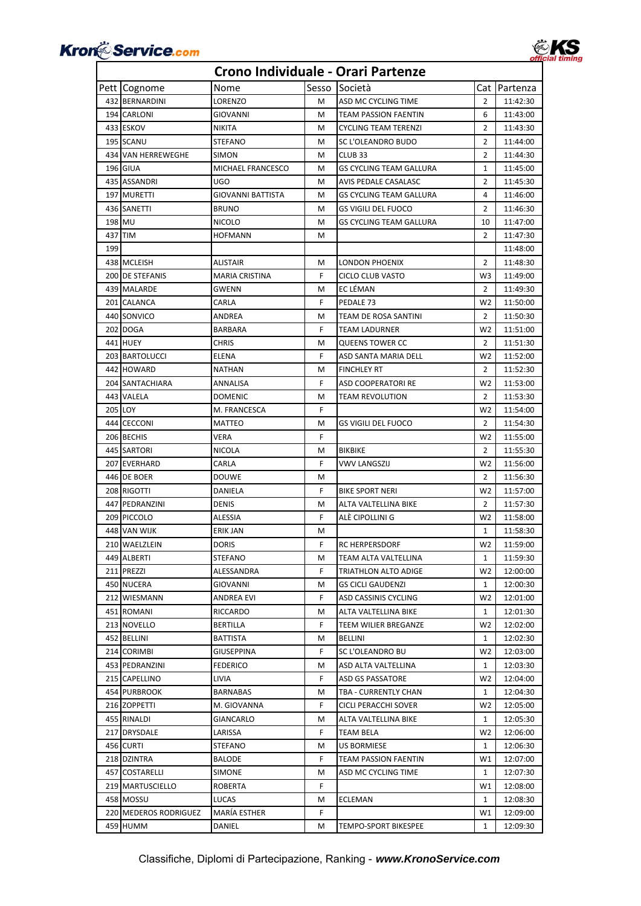# Crono Individuale - Orari Partenze

| Pett | Cognome | Nome | Sesso | Società | Cat | Partenza |
|---|---|---|---|---|---|---|
| 432 | BERNARDINI | LORENZO | M | ASD MC CYCLING TIME | 2 | 11:42:30 |
| 194 | CARLONI | GIOVANNI | M | TEAM PASSION FAENTIN | 6 | 11:43:00 |
| 433 | ESKOV | NIKITA | M | CYCLING TEAM TERENZI | 2 | 11:43:30 |
| 195 | SCANU | STEFANO | M | SC L'OLEANDRO BUDO | 2 | 11:44:00 |
| 434 | VAN HERREWEGHE | SIMON | M | CLUB 33 | 2 | 11:44:30 |
| 196 | GIUA | MICHAEL FRANCESCO | M | GS CYCLING TEAM GALLURA | 1 | 11:45:00 |
| 435 | ASSANDRI | UGO | M | AVIS PEDALE CASALASC | 2 | 11:45:30 |
| 197 | MURETTI | GIOVANNI BATTISTA | M | GS CYCLING TEAM GALLURA | 4 | 11:46:00 |
| 436 | SANETTI | BRUNO | M | GS VIGILI DEL FUOCO | 2 | 11:46:30 |
| 198 | MU | NICOLO | M | GS CYCLING TEAM GALLURA | 10 | 11:47:00 |
| 437 | TIM | HOFMANN | M | | 2 | 11:47:30 |
| 199 | | | | | | 11:48:00 |
| 438 | MCLEISH | ALISTAIR | M | LONDON PHOENIX | 2 | 11:48:30 |
| 200 | DE STEFANIS | MARIA CRISTINA | F | CICLO CLUB VASTO | W3 | 11:49:00 |
| 439 | MALARDE | GWENN | M | EC LÉMAN | 2 | 11:49:30 |
| 201 | CALANCA | CARLA | F | PEDALE 73 | W2 | 11:50:00 |
| 440 | SONVICO | ANDREA | M | TEAM DE ROSA SANTINI | 2 | 11:50:30 |
| 202 | DOGA | BARBARA | F | TEAM LADURNER | W2 | 11:51:00 |
| 441 | HUEY | CHRIS | M | QUEENS TOWER CC | 2 | 11:51:30 |
| 203 | BARTOLUCCI | ELENA | F | ASD SANTA MARIA DELL | W2 | 11:52:00 |
| 442 | HOWARD | NATHAN | M | FINCHLEY RT | 2 | 11:52:30 |
| 204 | SANTACHIARA | ANNALISA | F | ASD COOPERATORI RE | W2 | 11:53:00 |
| 443 | VALELA | DOMENIC | M | TEAM REVOLUTION | 2 | 11:53:30 |
| 205 | LOY | M. FRANCESCA | F | | W2 | 11:54:00 |
| 444 | CECCONI | MATTEO | M | GS VIGILI DEL FUOCO | 2 | 11:54:30 |
| 206 | BECHIS | VERA | F | | W2 | 11:55:00 |
| 445 | SARTORI | NICOLA | M | BIKBIKE | 2 | 11:55:30 |
| 207 | EVERHARD | CARLA | F | VWV LANGSZIJ | W2 | 11:56:00 |
| 446 | DE BOER | DOUWE | M | | 2 | 11:56:30 |
| 208 | RIGOTTI | DANIELA | F | BIKE SPORT NERI | W2 | 11:57:00 |
| 447 | PEDRANZINI | DENIS | M | ALTA VALTELLINA BIKE | 2 | 11:57:30 |
| 209 | PICCOLO | ALESSIA | F | ALÈ CIPOLLINI G | W2 | 11:58:00 |
| 448 | VAN WIJK | ERIK JAN | M | | 1 | 11:58:30 |
| 210 | WAELZLEIN | DORIS | F | RC HERPERSDORF | W2 | 11:59:00 |
| 449 | ALBERTI | STEFANO | M | TEAM ALTA VALTELLINA | 1 | 11:59:30 |
| 211 | PREZZI | ALESSANDRA | F | TRIATHLON ALTO ADIGE | W2 | 12:00:00 |
| 450 | NUCERA | GIOVANNI | M | GS CICLI GAUDENZI | 1 | 12:00:30 |
| 212 | WIESMANN | ANDREA EVI | F | ASD CASSINIS CYCLING | W2 | 12:01:00 |
| 451 | ROMANI | RICCARDO | M | ALTA VALTELLINA BIKE | 1 | 12:01:30 |
| 213 | NOVELLO | BERTILLA | F | TEEM WILIER BREGANZE | W2 | 12:02:00 |
| 452 | BELLINI | BATTISTA | M | BELLINI | 1 | 12:02:30 |
| 214 | CORIMBI | GIUSEPPINA | F | SC L'OLEANDRO BU | W2 | 12:03:00 |
| 453 | PEDRANZINI | FEDERICO | M | ASD ALTA VALTELLINA | 1 | 12:03:30 |
| 215 | CAPELLINO | LIVIA | F | ASD GS PASSATORE | W2 | 12:04:00 |
| 454 | PURBROOK | BARNABAS | M | TBA - CURRENTLY CHAN | 1 | 12:04:30 |
| 216 | ZOPPETTI | M. GIOVANNA | F | CICLI PERACCHI SOVER | W2 | 12:05:00 |
| 455 | RINALDI | GIANCARLO | M | ALTA VALTELLINA BIKE | 1 | 12:05:30 |
| 217 | DRYSDALE | LARISSA | F | TEAM BELA | W2 | 12:06:00 |
| 456 | CURTI | STEFANO | M | US BORMIESE | 1 | 12:06:30 |
| 218 | DZINTRA | BALODE | F | TEAM PASSION FAENTIN | W1 | 12:07:00 |
| 457 | COSTARELLI | SIMONE | M | ASD MC CYCLING TIME | 1 | 12:07:30 |
| 219 | MARTUSCIELLO | ROBERTA | F | | W1 | 12:08:00 |
| 458 | MOSSU | LUCAS | M | ECLEMAN | 1 | 12:08:30 |
| 220 | MEDEROS RODRIGUEZ | MARÍA ESTHER | F | | W1 | 12:09:00 |
| 459 | HUMM | DANIEL | M | TEMPO-SPORT BIKESPEE | 1 | 12:09:30 |

Classifiche, Diplomi di Partecipazione, Ranking - ***www.KronoService.com***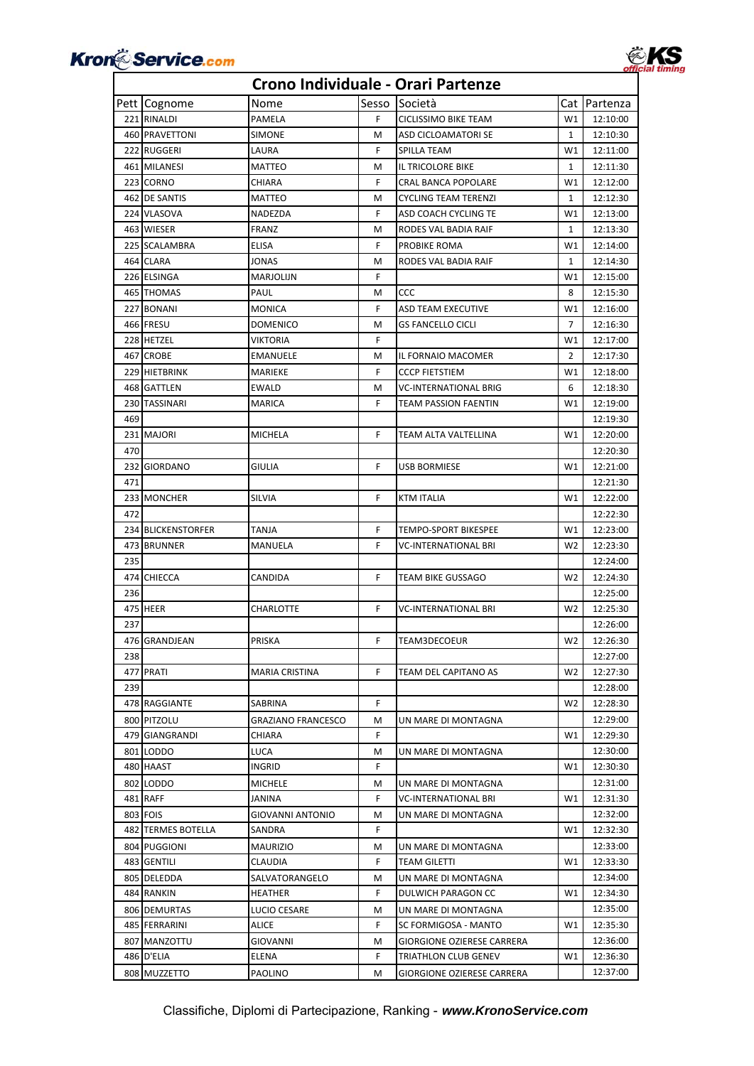# Crono Individuale - Orari Partenze

| Pett | Cognome | Nome | Sesso | Società | Cat | Partenza |
|---|---|---|---|---|---|---|
| 221 | RINALDI | PAMELA | F | CICLISSIMO BIKE TEAM | W1 | 12:10:00 |
| 460 | PRAVETTONI | SIMONE | M | ASD CICLOAMATORI SE | 1 | 12:10:30 |
| 222 | RUGGERI | LAURA | F | SPILLA TEAM | W1 | 12:11:00 |
| 461 | MILANESI | MATTEO | M | IL TRICOLORE BIKE | 1 | 12:11:30 |
| 223 | CORNO | CHIARA | F | CRAL BANCA POPOLARE | W1 | 12:12:00 |
| 462 | DE SANTIS | MATTEO | M | CYCLING TEAM TERENZI | 1 | 12:12:30 |
| 224 | VLASOVA | NADEZDA | F | ASD COACH CYCLING TE | W1 | 12:13:00 |
| 463 | WIESER | FRANZ | M | RODES VAL BADIA RAIF | 1 | 12:13:30 |
| 225 | SCALAMBRA | ELISA | F | PROBIKE ROMA | W1 | 12:14:00 |
| 464 | CLARA | JONAS | M | RODES VAL BADIA RAIF | 1 | 12:14:30 |
| 226 | ELSINGA | MARJOLIJN | F | | W1 | 12:15:00 |
| 465 | THOMAS | PAUL | M | CCC | 8 | 12:15:30 |
| 227 | BONANI | MONICA | F | ASD TEAM EXECUTIVE | W1 | 12:16:00 |
| 466 | FRESU | DOMENICO | M | GS FANCELLO CICLI | 7 | 12:16:30 |
| 228 | HETZEL | VIKTORIA | F | | W1 | 12:17:00 |
| 467 | CROBE | EMANUELE | M | IL FORNAIO MACOMER | 2 | 12:17:30 |
| 229 | HIETBRINK | MARIEKE | F | CCCP FIETSTIEM | W1 | 12:18:00 |
| 468 | GATTLEN | EWALD | M | VC-INTERNATIONAL BRIG | 6 | 12:18:30 |
| 230 | TASSINARI | MARICA | F | TEAM PASSION FAENTIN | W1 | 12:19:00 |
| 469 | | | | | | 12:19:30 |
| 231 | MAJORI | MICHELA | F | TEAM ALTA VALTELLINA | W1 | 12:20:00 |
| 470 | | | | | | 12:20:30 |
| 232 | GIORDANO | GIULIA | F | USB BORMIESE | W1 | 12:21:00 |
| 471 | | | | | | 12:21:30 |
| 233 | MONCHER | SILVIA | F | KTM ITALIA | W1 | 12:22:00 |
| 472 | | | | | | 12:22:30 |
| 234 | BLICKENSTORFER | TANJA | F | TEMPO-SPORT BIKESPEE | W1 | 12:23:00 |
| 473 | BRUNNER | MANUELA | F | VC-INTERNATIONAL BRI | W2 | 12:23:30 |
| 235 | | | | | | 12:24:00 |
| 474 | CHIECCA | CANDIDA | F | TEAM BIKE GUSSAGO | W2 | 12:24:30 |
| 236 | | | | | | 12:25:00 |
| 475 | HEER | CHARLOTTE | F | VC-INTERNATIONAL BRI | W2 | 12:25:30 |
| 237 | | | | | | 12:26:00 |
| 476 | GRANDJEAN | PRISKA | F | TEAM3DECOEUR | W2 | 12:26:30 |
| 238 | | | | | | 12:27:00 |
| 477 | PRATI | MARIA CRISTINA | F | TEAM DEL CAPITANO AS | W2 | 12:27:30 |
| 239 | | | | | | 12:28:00 |
| 478 | RAGGIANTE | SABRINA | F | | W2 | 12:28:30 |
| 800 | PITZOLU | GRAZIANO FRANCESCO | M | UN MARE DI MONTAGNA | | 12:29:00 |
| 479 | GIANGRANDI | CHIARA | F | | W1 | 12:29:30 |
| 801 | LODDO | LUCA | M | UN MARE DI MONTAGNA | | 12:30:00 |
| 480 | HAAST | INGRID | F | | W1 | 12:30:30 |
| 802 | LODDO | MICHELE | M | UN MARE DI MONTAGNA | | 12:31:00 |
| 481 | RAFF | JANINA | F | VC-INTERNATIONAL BRI | W1 | 12:31:30 |
| 803 | FOIS | GIOVANNI ANTONIO | M | UN MARE DI MONTAGNA | | 12:32:00 |
| 482 | TERMES BOTELLA | SANDRA | F | | W1 | 12:32:30 |
| 804 | PUGGIONI | MAURIZIO | M | UN MARE DI MONTAGNA | | 12:33:00 |
| 483 | GENTILI | CLAUDIA | F | TEAM GILETTI | W1 | 12:33:30 |
| 805 | DELEDDA | SALVATORANGELO | M | UN MARE DI MONTAGNA | | 12:34:00 |
| 484 | RANKIN | HEATHER | F | DULWICH PARAGON CC | W1 | 12:34:30 |
| 806 | DEMURTAS | LUCIO CESARE | M | UN MARE DI MONTAGNA | | 12:35:00 |
| 485 | FERRARINI | ALICE | F | SC FORMIGOSA - MANTO | W1 | 12:35:30 |
| 807 | MANZOTTU | GIOVANNI | M | GIORGIONE OZIERESE CARRERA | | 12:36:00 |
| 486 | D'ELIA | ELENA | F | TRIATHLON CLUB GENEV | W1 | 12:36:30 |
| 808 | MUZZETTO | PAOLINO | M | GIORGIONE OZIERESE CARRERA | | 12:37:00 |

Classifiche, Diplomi di Partecipazione, Ranking - ***www.KronoService.com***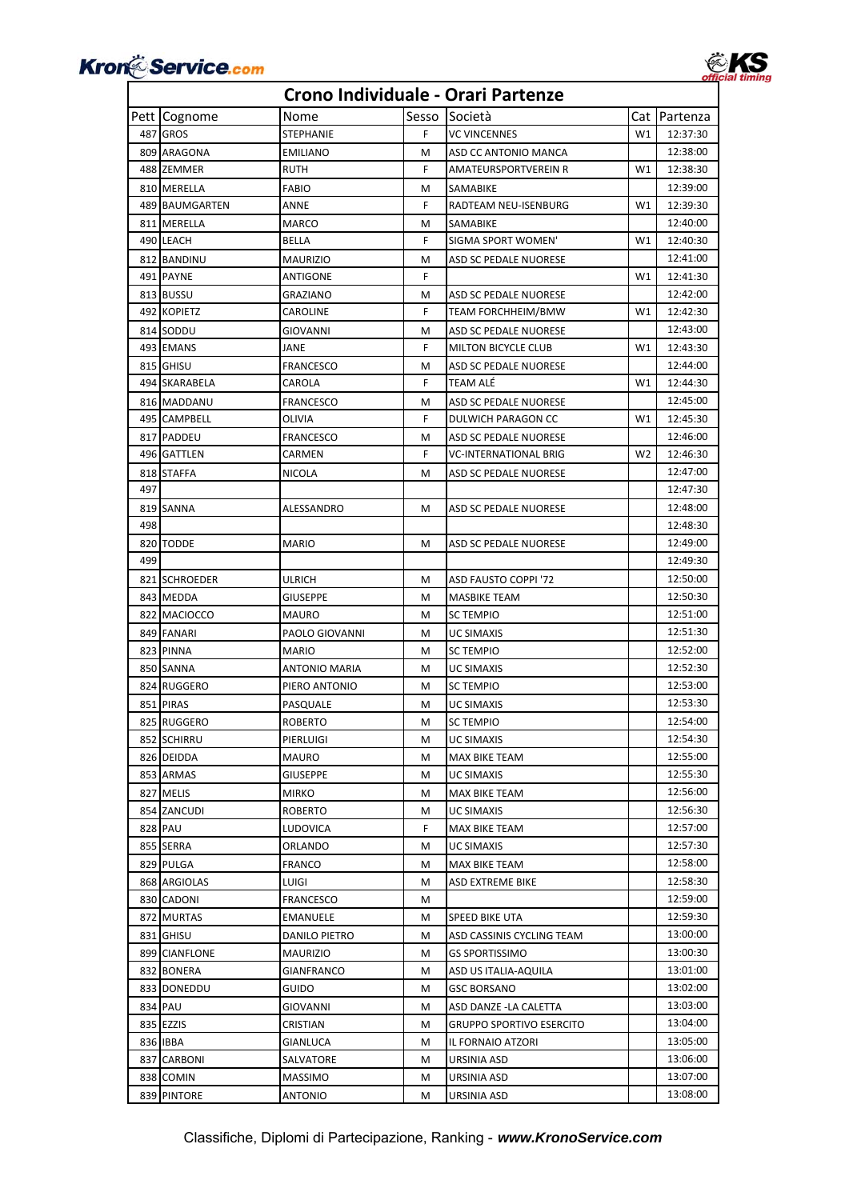# Crono Individuale - Orari Partenze

| Pett | Cognome | Nome | Sesso | Società | Cat | Partenza |
|---|---|---|---|---|---|---|
| 487 | GROS | STEPHANIE | F | VC VINCENNES | W1 | 12:37:30 |
| 809 | ARAGONA | EMILIANO | M | ASD CC ANTONIO MANCA | | 12:38:00 |
| 488 | ZEMMER | RUTH | F | AMATEURSPORTVEREIN R | W1 | 12:38:30 |
| 810 | MERELLA | FABIO | M | SAMABIKE | | 12:39:00 |
| 489 | BAUMGARTEN | ANNE | F | RADTEAM NEU-ISENBURG | W1 | 12:39:30 |
| 811 | MERELLA | MARCO | M | SAMABIKE | | 12:40:00 |
| 490 | LEACH | BELLA | F | SIGMA SPORT WOMEN' | W1 | 12:40:30 |
| 812 | BANDINU | MAURIZIO | M | ASD SC PEDALE NUORESE | | 12:41:00 |
| 491 | PAYNE | ANTIGONE | F | | W1 | 12:41:30 |
| 813 | BUSSU | GRAZIANO | M | ASD SC PEDALE NUORESE | | 12:42:00 |
| 492 | KOPIETZ | CAROLINE | F | TEAM FORCHHEIM/BMW | W1 | 12:42:30 |
| 814 | SODDU | GIOVANNI | M | ASD SC PEDALE NUORESE | | 12:43:00 |
| 493 | EMANS | JANE | F | MILTON BICYCLE CLUB | W1 | 12:43:30 |
| 815 | GHISU | FRANCESCO | M | ASD SC PEDALE NUORESE | | 12:44:00 |
| 494 | SKARABELA | CAROLA | F | TEAM ALÉ | W1 | 12:44:30 |
| 816 | MADDANU | FRANCESCO | M | ASD SC PEDALE NUORESE | | 12:45:00 |
| 495 | CAMPBELL | OLIVIA | F | DULWICH PARAGON CC | W1 | 12:45:30 |
| 817 | PADDEU | FRANCESCO | M | ASD SC PEDALE NUORESE | | 12:46:00 |
| 496 | GATTLEN | CARMEN | F | VC-INTERNATIONAL BRIG | W2 | 12:46:30 |
| 818 | STAFFA | NICOLA | M | ASD SC PEDALE NUORESE | | 12:47:00 |
| 497 | | | | | | 12:47:30 |
| 819 | SANNA | ALESSANDRO | M | ASD SC PEDALE NUORESE | | 12:48:00 |
| 498 | | | | | | 12:48:30 |
| 820 | TODDE | MARIO | M | ASD SC PEDALE NUORESE | | 12:49:00 |
| 499 | | | | | | 12:49:30 |
| 821 | SCHROEDER | ULRICH | M | ASD FAUSTO COPPI '72 | | 12:50:00 |
| 843 | MEDDA | GIUSEPPE | M | MASBIKE TEAM | | 12:50:30 |
| 822 | MACIOCCO | MAURO | M | SC TEMPIO | | 12:51:00 |
| 849 | FANARI | PAOLO GIOVANNI | M | UC SIMAXIS | | 12:51:30 |
| 823 | PINNA | MARIO | M | SC TEMPIO | | 12:52:00 |
| 850 | SANNA | ANTONIO MARIA | M | UC SIMAXIS | | 12:52:30 |
| 824 | RUGGERO | PIERO ANTONIO | M | SC TEMPIO | | 12:53:00 |
| 851 | PIRAS | PASQUALE | M | UC SIMAXIS | | 12:53:30 |
| 825 | RUGGERO | ROBERTO | M | SC TEMPIO | | 12:54:00 |
| 852 | SCHIRRU | PIERLUIGI | M | UC SIMAXIS | | 12:54:30 |
| 826 | DEIDDA | MAURO | M | MAX BIKE TEAM | | 12:55:00 |
| 853 | ARMAS | GIUSEPPE | M | UC SIMAXIS | | 12:55:30 |
| 827 | MELIS | MIRKO | M | MAX BIKE TEAM | | 12:56:00 |
| 854 | ZANCUDI | ROBERTO | M | UC SIMAXIS | | 12:56:30 |
| 828 | PAU | LUDOVICA | F | MAX BIKE TEAM | | 12:57:00 |
| 855 | SERRA | ORLANDO | M | UC SIMAXIS | | 12:57:30 |
| 829 | PULGA | FRANCO | M | MAX BIKE TEAM | | 12:58:00 |
| 868 | ARGIOLAS | LUIGI | M | ASD EXTREME BIKE | | 12:58:30 |
| 830 | CADONI | FRANCESCO | M | | | 12:59:00 |
| 872 | MURTAS | EMANUELE | M | SPEED BIKE UTA | | 12:59:30 |
| 831 | GHISU | DANILO PIETRO | M | ASD CASSINIS CYCLING TEAM | | 13:00:00 |
| 899 | CIANFLONE | MAURIZIO | M | GS SPORTISSIMO | | 13:00:30 |
| 832 | BONERA | GIANFRANCO | M | ASD US ITALIA-AQUILA | | 13:01:00 |
| 833 | DONEDDU | GUIDO | M | GSC BORSANO | | 13:02:00 |
| 834 | PAU | GIOVANNI | M | ASD DANZE -LA CALETTA | | 13:03:00 |
| 835 | EZZIS | CRISTIAN | M | GRUPPO SPORTIVO ESERCITO | | 13:04:00 |
| 836 | IBBA | GIANLUCA | M | IL FORNAIO ATZORI | | 13:05:00 |
| 837 | CARBONI | SALVATORE | M | URSINIA ASD | | 13:06:00 |
| 838 | COMIN | MASSIMO | M | URSINIA ASD | | 13:07:00 |
| 839 | PINTORE | ANTONIO | M | URSINIA ASD | | 13:08:00 |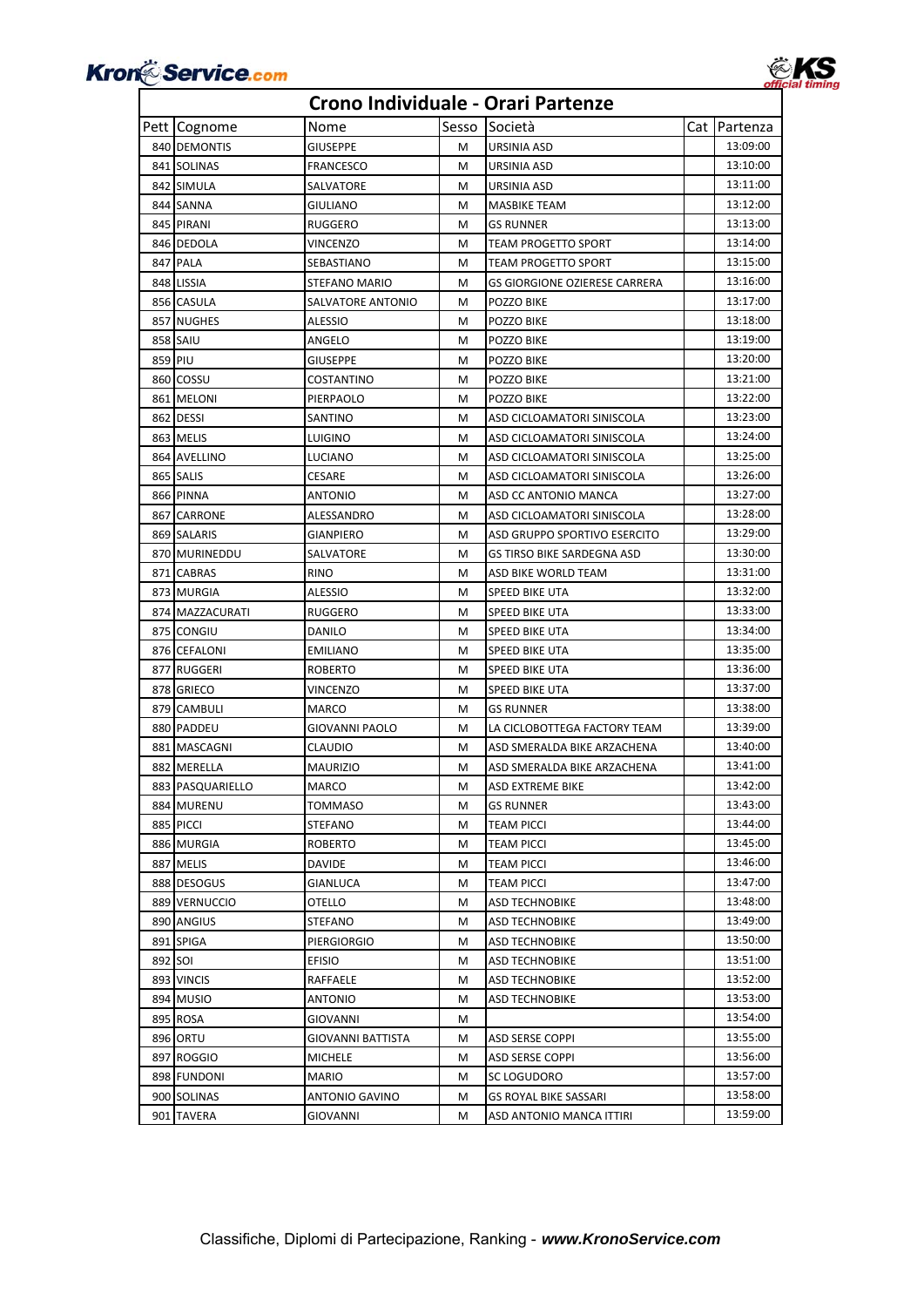# Crono Individuale - Orari Partenze

| Pett | Cognome | Nome | Sesso | Società | Cat | Partenza |
|---|---|---|---|---|---|---|
| 840 | DEMONTIS | GIUSEPPE | M | URSINIA ASD | | 13:09:00 |
| 841 | SOLINAS | FRANCESCO | M | URSINIA ASD | | 13:10:00 |
| 842 | SIMULA | SALVATORE | M | URSINIA ASD | | 13:11:00 |
| 844 | SANNA | GIULIANO | M | MASBIKE TEAM | | 13:12:00 |
| 845 | PIRANI | RUGGERO | M | GS RUNNER | | 13:13:00 |
| 846 | DEDOLA | VINCENZO | M | TEAM PROGETTO SPORT | | 13:14:00 |
| 847 | PALA | SEBASTIANO | M | TEAM PROGETTO SPORT | | 13:15:00 |
| 848 | LISSIA | STEFANO MARIO | M | GS GIORGIONE OZIERESE CARRERA | | 13:16:00 |
| 856 | CASULA | SALVATORE ANTONIO | M | POZZO BIKE | | 13:17:00 |
| 857 | NUGHES | ALESSIO | M | POZZO BIKE | | 13:18:00 |
| 858 | SAIU | ANGELO | M | POZZO BIKE | | 13:19:00 |
| 859 | PIU | GIUSEPPE | M | POZZO BIKE | | 13:20:00 |
| 860 | COSSU | COSTANTINO | M | POZZO BIKE | | 13:21:00 |
| 861 | MELONI | PIERPAOLO | M | POZZO BIKE | | 13:22:00 |
| 862 | DESSI | SANTINO | M | ASD CICLOAMATORI SINISCOLA | | 13:23:00 |
| 863 | MELIS | LUIGINO | M | ASD CICLOAMATORI SINISCOLA | | 13:24:00 |
| 864 | AVELLINO | LUCIANO | M | ASD CICLOAMATORI SINISCOLA | | 13:25:00 |
| 865 | SALIS | CESARE | M | ASD CICLOAMATORI SINISCOLA | | 13:26:00 |
| 866 | PINNA | ANTONIO | M | ASD CC ANTONIO MANCA | | 13:27:00 |
| 867 | CARRONE | ALESSANDRO | M | ASD CICLOAMATORI SINISCOLA | | 13:28:00 |
| 869 | SALARIS | GIANPIERO | M | ASD GRUPPO SPORTIVO ESERCITO | | 13:29:00 |
| 870 | MURINEDDU | SALVATORE | M | GS TIRSO BIKE SARDEGNA ASD | | 13:30:00 |
| 871 | CABRAS | RINO | M | ASD BIKE WORLD TEAM | | 13:31:00 |
| 873 | MURGIA | ALESSIO | M | SPEED BIKE UTA | | 13:32:00 |
| 874 | MAZZACURATI | RUGGERO | M | SPEED BIKE UTA | | 13:33:00 |
| 875 | CONGIU | DANILO | M | SPEED BIKE UTA | | 13:34:00 |
| 876 | CEFALONI | EMILIANO | M | SPEED BIKE UTA | | 13:35:00 |
| 877 | RUGGERI | ROBERTO | M | SPEED BIKE UTA | | 13:36:00 |
| 878 | GRIECO | VINCENZO | M | SPEED BIKE UTA | | 13:37:00 |
| 879 | CAMBULI | MARCO | M | GS RUNNER | | 13:38:00 |
| 880 | PADDEU | GIOVANNI PAOLO | M | LA CICLOBOTTEGA FACTORY TEAM | | 13:39:00 |
| 881 | MASCAGNI | CLAUDIO | M | ASD SMERALDA BIKE ARZACHENA | | 13:40:00 |
| 882 | MERELLA | MAURIZIO | M | ASD SMERALDA BIKE ARZACHENA | | 13:41:00 |
| 883 | PASQUARIELLO | MARCO | M | ASD EXTREME BIKE | | 13:42:00 |
| 884 | MURENU | TOMMASO | M | GS RUNNER | | 13:43:00 |
| 885 | PICCI | STEFANO | M | TEAM PICCI | | 13:44:00 |
| 886 | MURGIA | ROBERTO | M | TEAM PICCI | | 13:45:00 |
| 887 | MELIS | DAVIDE | M | TEAM PICCI | | 13:46:00 |
| 888 | DESOGUS | GIANLUCA | M | TEAM PICCI | | 13:47:00 |
| 889 | VERNUCCIO | OTELLO | M | ASD TECHNOBIKE | | 13:48:00 |
| 890 | ANGIUS | STEFANO | M | ASD TECHNOBIKE | | 13:49:00 |
| 891 | SPIGA | PIERGIORGIO | M | ASD TECHNOBIKE | | 13:50:00 |
| 892 | SOI | EFISIO | M | ASD TECHNOBIKE | | 13:51:00 |
| 893 | VINCIS | RAFFAELE | M | ASD TECHNOBIKE | | 13:52:00 |
| 894 | MUSIO | ANTONIO | M | ASD TECHNOBIKE | | 13:53:00 |
| 895 | ROSA | GIOVANNI | M | | | 13:54:00 |
| 896 | ORTU | GIOVANNI BATTISTA | M | ASD SERSE COPPI | | 13:55:00 |
| 897 | ROGGIO | MICHELE | M | ASD SERSE COPPI | | 13:56:00 |
| 898 | FUNDONI | MARIO | M | SC LOGUDORO | | 13:57:00 |
| 900 | SOLINAS | ANTONIO GAVINO | M | GS ROYAL BIKE SASSARI | | 13:58:00 |
| 901 | TAVERA | GIOVANNI | M | ASD ANTONIO MANCA ITTIRI | | 13:59:00 |